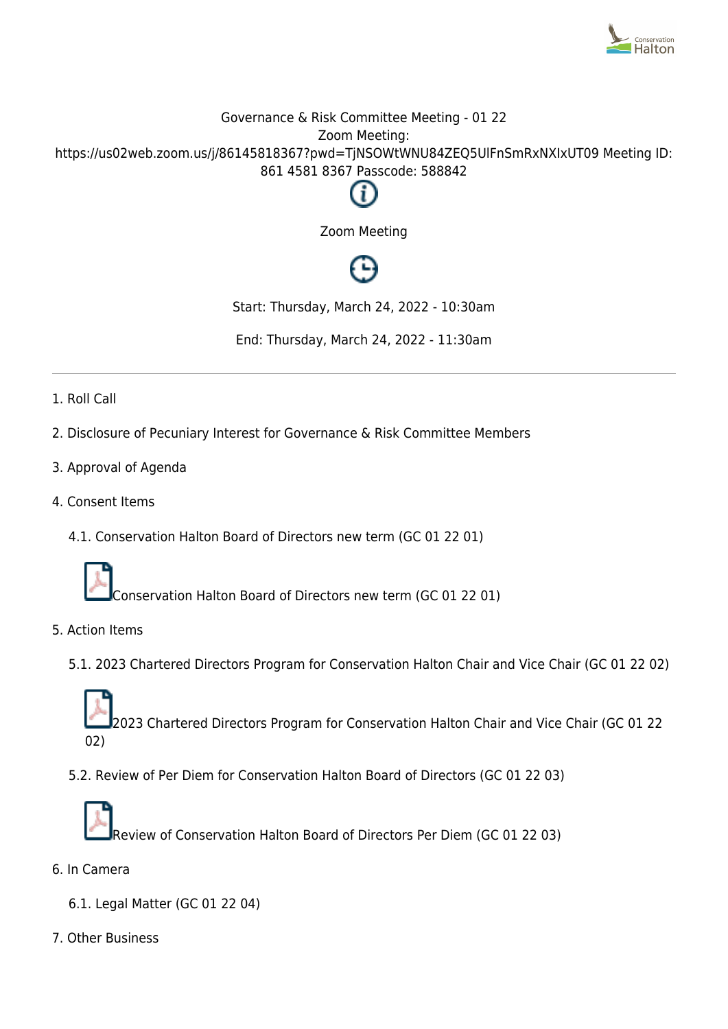Governance & Risk Committee Meeting - 01 22

Zoom Meeting:

https://us02web.zoom.us/j/86145818367?pwd=TjNSOWtWNU84ZEQ5UlFnSmRxNXIxUT09 Meeting ID: 861 4581 8367 Passcode: 588842

Zoom Meeting

Start: Thursday, March 24, 2022 - 10:30am

End: Thursday, March 24, 2022 - 11:30am

---

1. Roll Call
2. Disclosure of Pecuniary Interest for Governance & Risk Committee Members
3. Approval of Agenda
4. Consent Items
   - 4.1. Conservation Halton Board of Directors new term (GC 01 22 01)

     Conservation Halton Board of Directors new term (GC 01 22 01)
5. Action Items
   - 5.1. 2023 Chartered Directors Program for Conservation Halton Chair and Vice Chair (GC 01 22 02)

     2023 Chartered Directors Program for Conservation Halton Chair and Vice Chair (GC 01 22 02)
   - 5.2. Review of Per Diem for Conservation Halton Board of Directors (GC 01 22 03)

     Review of Conservation Halton Board of Directors Per Diem (GC 01 22 03)
6. In Camera
   - 6.1. Legal Matter (GC 01 22 04)
7. Other Business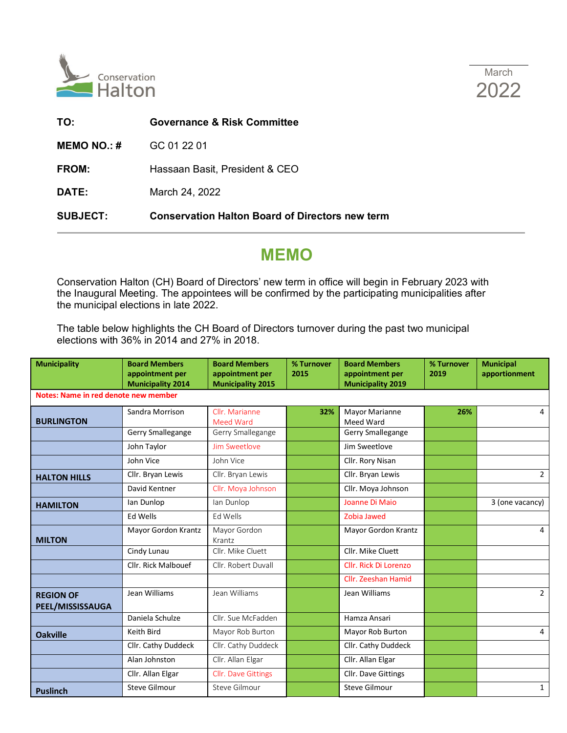Conservation Halton

March 2022

| | |
|---|---|
| **TO:** | **Governance & Risk Committee** |
| **MEMO NO.: #** | GC 01 22 01 |
| **FROM:** | Hassaan Basit, President & CEO |
| **DATE:** | March 24, 2022 |
| **SUBJECT:** | **Conservation Halton Board of Directors new term** |

# MEMO

Conservation Halton (CH) Board of Directors' new term in office will begin in February 2023 with the Inaugural Meeting. The appointees will be confirmed by the participating municipalities after the municipal elections in late 2022.

The table below highlights the CH Board of Directors turnover during the past two municipal elections with 36% in 2014 and 27% in 2018.

| Municipality | Board Members appointment per Municipality 2014 | Board Members appointment per Municipality 2015 | % Turnover 2015 | Board Members appointment per Municipality 2019 | % Turnover 2019 | Municipal apportionment |
|---|---|---|---|---|---|---|
| Notes: Name in red denote new member | | | | | | |
| BURLINGTON | Sandra Morrison | Cllr. Marianne Meed Ward | 32% | Mayor Marianne Meed Ward | 26% | 4 |
| | Gerry Smallegange | Gerry Smallegange | | Gerry Smallegange | | |
| | John Taylor | Jim Sweetlove | | Jim Sweetlove | | |
| | John Vice | John Vice | | Cllr. Rory Nisan | | |
| HALTON HILLS | Cllr. Bryan Lewis | Cllr. Bryan Lewis | | Cllr. Bryan Lewis | | 2 |
| | David Kentner | Cllr. Moya Johnson | | Cllr. Moya Johnson | | |
| HAMILTON | Ian Dunlop | Ian Dunlop | | Joanne Di Maio | | 3 (one vacancy) |
| | Ed Wells | Ed Wells | | Zobia Jawed | | |
| MILTON | Mayor Gordon Krantz | Mayor Gordon Krantz | | Mayor Gordon Krantz | | 4 |
| | Cindy Lunau | Cllr. Mike Cluett | | Cllr. Mike Cluett | | |
| | Cllr. Rick Malbouef | Cllr. Robert Duvall | | Cllr. Rick Di Lorenzo | | |
| | | | | Cllr. Zeeshan Hamid | | |
| REGION OF PEEL/MISSISSAUGA | Jean Williams | Jean Williams | | Jean Williams | | 2 |
| | Daniela Schulze | Cllr. Sue McFadden | | Hamza Ansari | | |
| Oakville | Keith Bird | Mayor Rob Burton | | Mayor Rob Burton | | 4 |
| | Cllr. Cathy Duddeck | Cllr. Cathy Duddeck | | Cllr. Cathy Duddeck | | |
| | Alan Johnston | Cllr. Allan Elgar | | Cllr. Allan Elgar | | |
| | Cllr. Allan Elgar | Cllr. Dave Gittings | | Cllr. Dave Gittings | | |
| Puslinch | Steve Gilmour | Steve Gilmour | | Steve Gilmour | | 1 |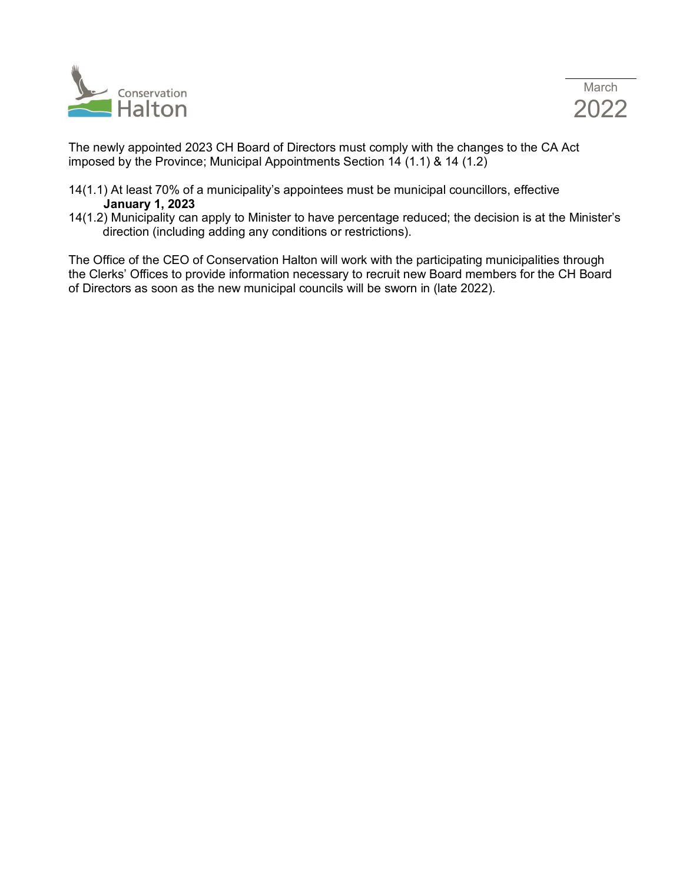The newly appointed 2023 CH Board of Directors must comply with the changes to the CA Act imposed by the Province; Municipal Appointments Section 14 (1.1) & 14 (1.2)

14(1.1) At least 70% of a municipality's appointees must be municipal councillors, effective **January 1, 2023**

14(1.2) Municipality can apply to Minister to have percentage reduced; the decision is at the Minister's direction (including adding any conditions or restrictions).

The Office of the CEO of Conservation Halton will work with the participating municipalities through the Clerks' Offices to provide information necessary to recruit new Board members for the CH Board of Directors as soon as the new municipal councils will be sworn in (late 2022).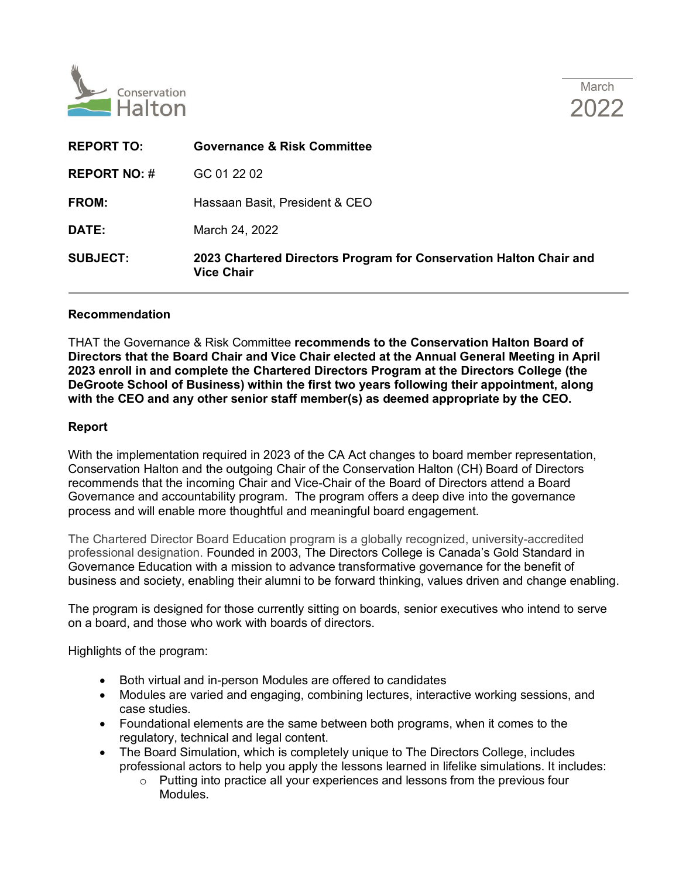Conservation Halton

March 2022

| | |
|---|---|
| **REPORT TO:** | **Governance & Risk Committee** |
| **REPORT NO: #** | GC 01 22 02 |
| **FROM:** | Hassaan Basit, President & CEO |
| **DATE:** | March 24, 2022 |
| **SUBJECT:** | **2023 Chartered Directors Program for Conservation Halton Chair and Vice Chair** |

**Recommendation**

THAT the Governance & Risk Committee **recommends to the Conservation Halton Board of Directors that the Board Chair and Vice Chair elected at the Annual General Meeting in April 2023 enroll in and complete the Chartered Directors Program at the Directors College (the DeGroote School of Business) within the first two years following their appointment, along with the CEO and any other senior staff member(s) as deemed appropriate by the CEO.**

**Report**

With the implementation required in 2023 of the CA Act changes to board member representation, Conservation Halton and the outgoing Chair of the Conservation Halton (CH) Board of Directors recommends that the incoming Chair and Vice-Chair of the Board of Directors attend a Board Governance and accountability program. The program offers a deep dive into the governance process and will enable more thoughtful and meaningful board engagement.

The Chartered Director Board Education program is a globally recognized, university-accredited professional designation. Founded in 2003, The Directors College is Canada's Gold Standard in Governance Education with a mission to advance transformative governance for the benefit of business and society, enabling their alumni to be forward thinking, values driven and change enabling.

The program is designed for those currently sitting on boards, senior executives who intend to serve on a board, and those who work with boards of directors.

Highlights of the program:

- Both virtual and in-person Modules are offered to candidates
- Modules are varied and engaging, combining lectures, interactive working sessions, and case studies.
- Foundational elements are the same between both programs, when it comes to the regulatory, technical and legal content.
- The Board Simulation, which is completely unique to The Directors College, includes professional actors to help you apply the lessons learned in lifelike simulations. It includes:
    - Putting into practice all your experiences and lessons from the previous four Modules.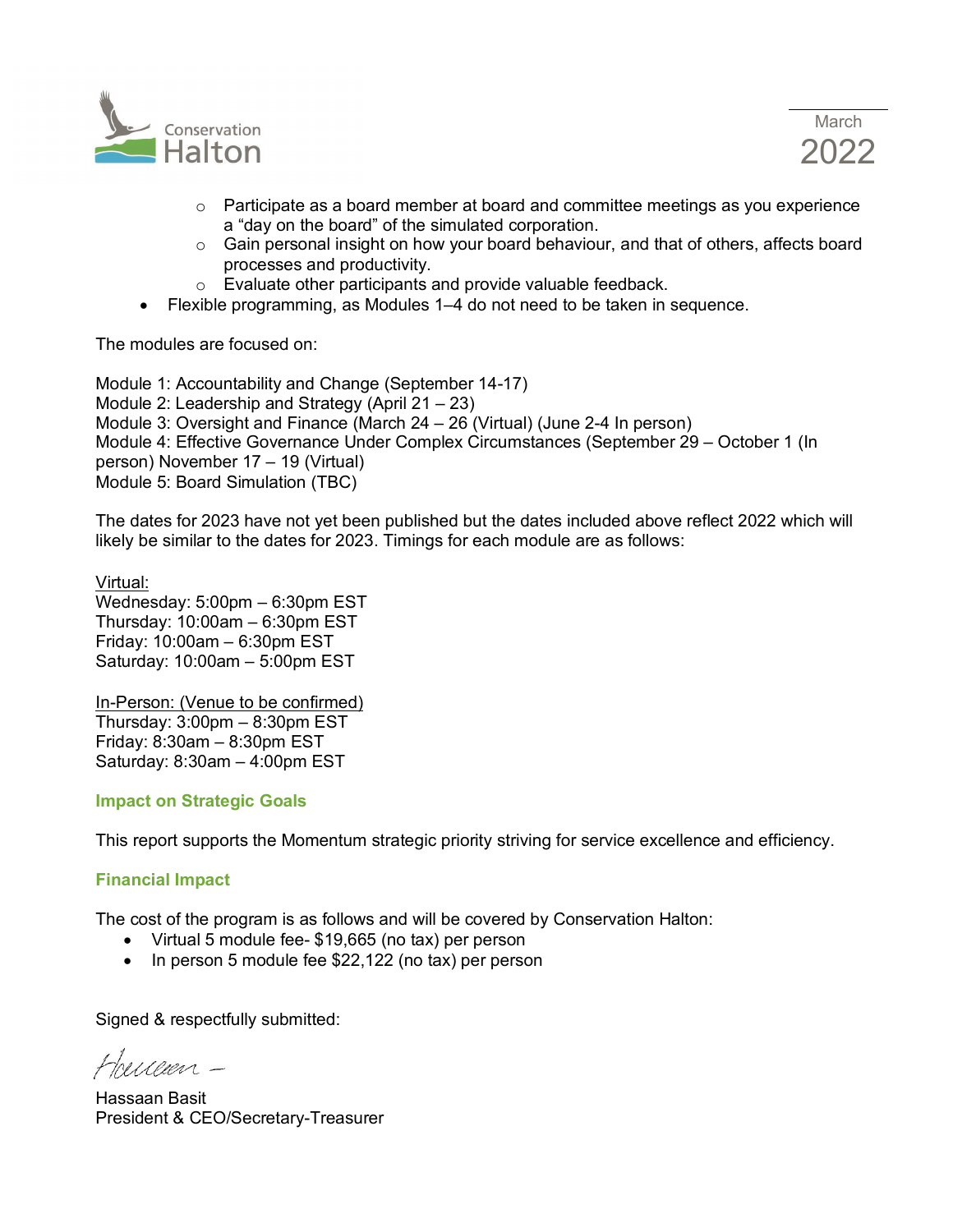- Participate as a board member at board and committee meetings as you experience a "day on the board" of the simulated corporation.
    - Gain personal insight on how your board behaviour, and that of others, affects board processes and productivity.
    - Evaluate other participants and provide valuable feedback.
- Flexible programming, as Modules 1–4 do not need to be taken in sequence.

The modules are focused on:

Module 1: Accountability and Change (September 14-17)
Module 2: Leadership and Strategy (April 21 – 23)
Module 3: Oversight and Finance (March 24 – 26 (Virtual) (June 2-4 In person)
Module 4: Effective Governance Under Complex Circumstances (September 29 – October 1 (In person) November 17 – 19 (Virtual)
Module 5: Board Simulation (TBC)

The dates for 2023 have not yet been published but the dates included above reflect 2022 which will likely be similar to the dates for 2023. Timings for each module are as follows:

<u>Virtual:</u>
Wednesday: 5:00pm – 6:30pm EST
Thursday: 10:00am – 6:30pm EST
Friday: 10:00am – 6:30pm EST
Saturday: 10:00am – 5:00pm EST

<u>In-Person: (Venue to be confirmed)</u>
Thursday: 3:00pm – 8:30pm EST
Friday: 8:30am – 8:30pm EST
Saturday: 8:30am – 4:00pm EST

### Impact on Strategic Goals

This report supports the Momentum strategic priority striving for service excellence and efficiency.

### Financial Impact

The cost of the program is as follows and will be covered by Conservation Halton:

- Virtual 5 module fee- $19,665 (no tax) per person
- In person 5 module fee $22,122 (no tax) per person

Signed & respectfully submitted:

Hassaan Basit
President & CEO/Secretary-Treasurer